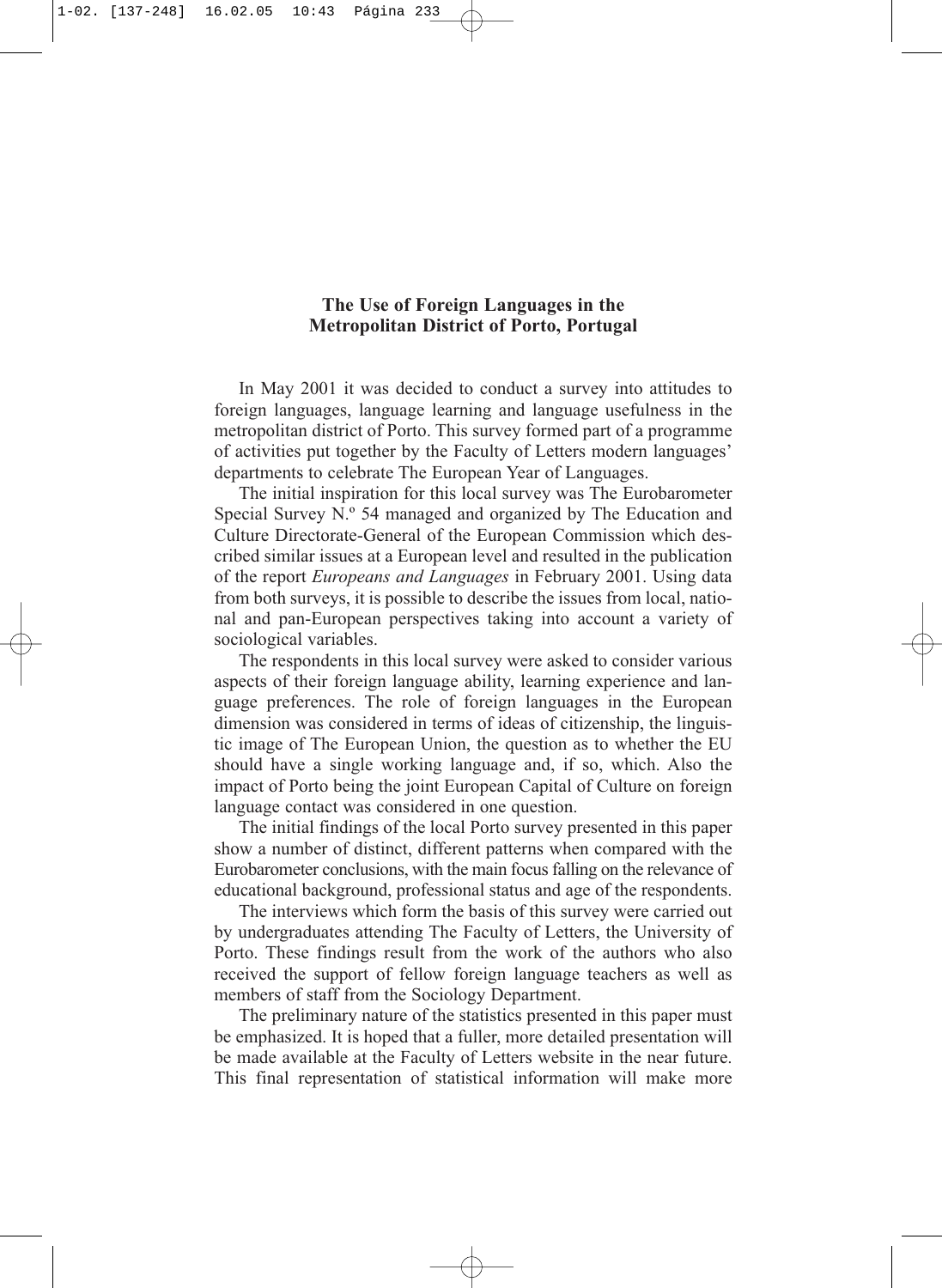## The Use of Foreign Languages in the Metropolitan District of Porto, Portugal

In May 2001 it was decided to conduct a survey into attitudes to foreign languages, language learning and language usefulness in the metropolitan district of Porto. This survey formed part of a programme of activities put together by the Faculty of Letters modern languages' departments to celebrate The European Year of Languages.

The initial inspiration for this local survey was The Eurobarometer Special Survey N.º 54 managed and organized by The Education and Culture Directorate-General of the European Commission which described similar issues at a European level and resulted in the publication of the report *Europeans and Languages* in February 2001. Using data from both surveys, it is possible to describe the issues from local, national and pan-European perspectives taking into account a variety of sociological variables.

The respondents in this local survey were asked to consider various aspects of their foreign language ability, learning experience and language preferences. The role of foreign languages in the European dimension was considered in terms of ideas of citizenship, the linguistic image of The European Union, the question as to whether the EU should have a single working language and, if so, which. Also the impact of Porto being the joint European Capital of Culture on foreign language contact was considered in one question.

The initial findings of the local Porto survey presented in this paper show a number of distinct, different patterns when compared with the Eurobarometer conclusions, with the main focus falling on the relevance of educational background, professional status and age of the respondents.

The interviews which form the basis of this survey were carried out by undergraduates attending The Faculty of Letters, the University of Porto. These findings result from the work of the authors who also received the support of fellow foreign language teachers as well as members of staff from the Sociology Department.

The preliminary nature of the statistics presented in this paper must be emphasized. It is hoped that a fuller, more detailed presentation will be made available at the Faculty of Letters website in the near future. This final representation of statistical information will make more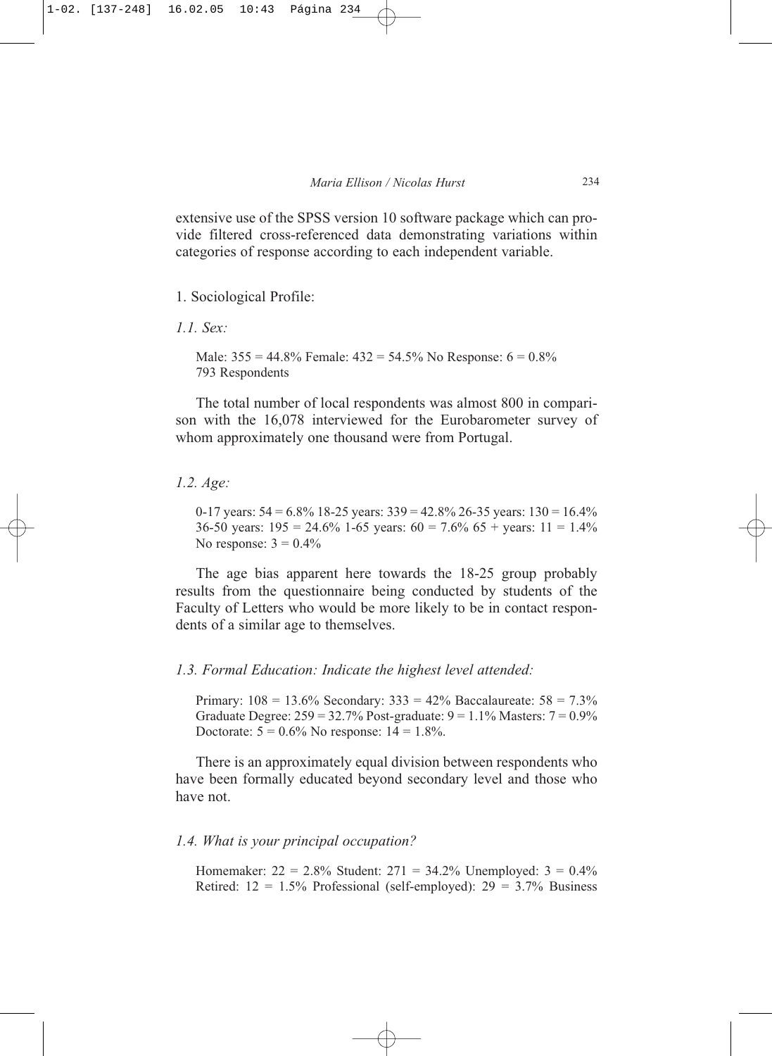extensive use of the SPSS version 10 software package which can provide filtered cross-referenced data demonstrating variations within categories of response according to each independent variable.

1. Sociological Profile:

*1.1. Sex:*

> Male: 355 = 44.8% Female: 432 = 54.5% No Response: 6 = 0.8%
> 793 Respondents

The total number of local respondents was almost 800 in comparison with the 16,078 interviewed for the Eurobarometer survey of whom approximately one thousand were from Portugal.

*1.2. Age:*

> 0-17 years: 54 = 6.8% 18-25 years: 339 = 42.8% 26-35 years: 130 = 16.4%
> 36-50 years: 195 = 24.6% 1-65 years: 60 = 7.6% 65 + years: 11 = 1.4%
> No response: 3 = 0.4%

The age bias apparent here towards the 18-25 group probably results from the questionnaire being conducted by students of the Faculty of Letters who would be more likely to be in contact respondents of a similar age to themselves.

*1.3. Formal Education: Indicate the highest level attended:*

> Primary: 108 = 13.6% Secondary: 333 = 42% Baccalaureate: 58 = 7.3%
> Graduate Degree: 259 = 32.7% Post-graduate: 9 = 1.1% Masters: 7 = 0.9%
> Doctorate: 5 = 0.6% No response: 14 = 1.8%.

There is an approximately equal division between respondents who have been formally educated beyond secondary level and those who have not.

*1.4. What is your principal occupation?*

> Homemaker: 22 = 2.8% Student: 271 = 34.2% Unemployed: 3 = 0.4%
> Retired: 12 = 1.5% Professional (self-employed): 29 = 3.7% Business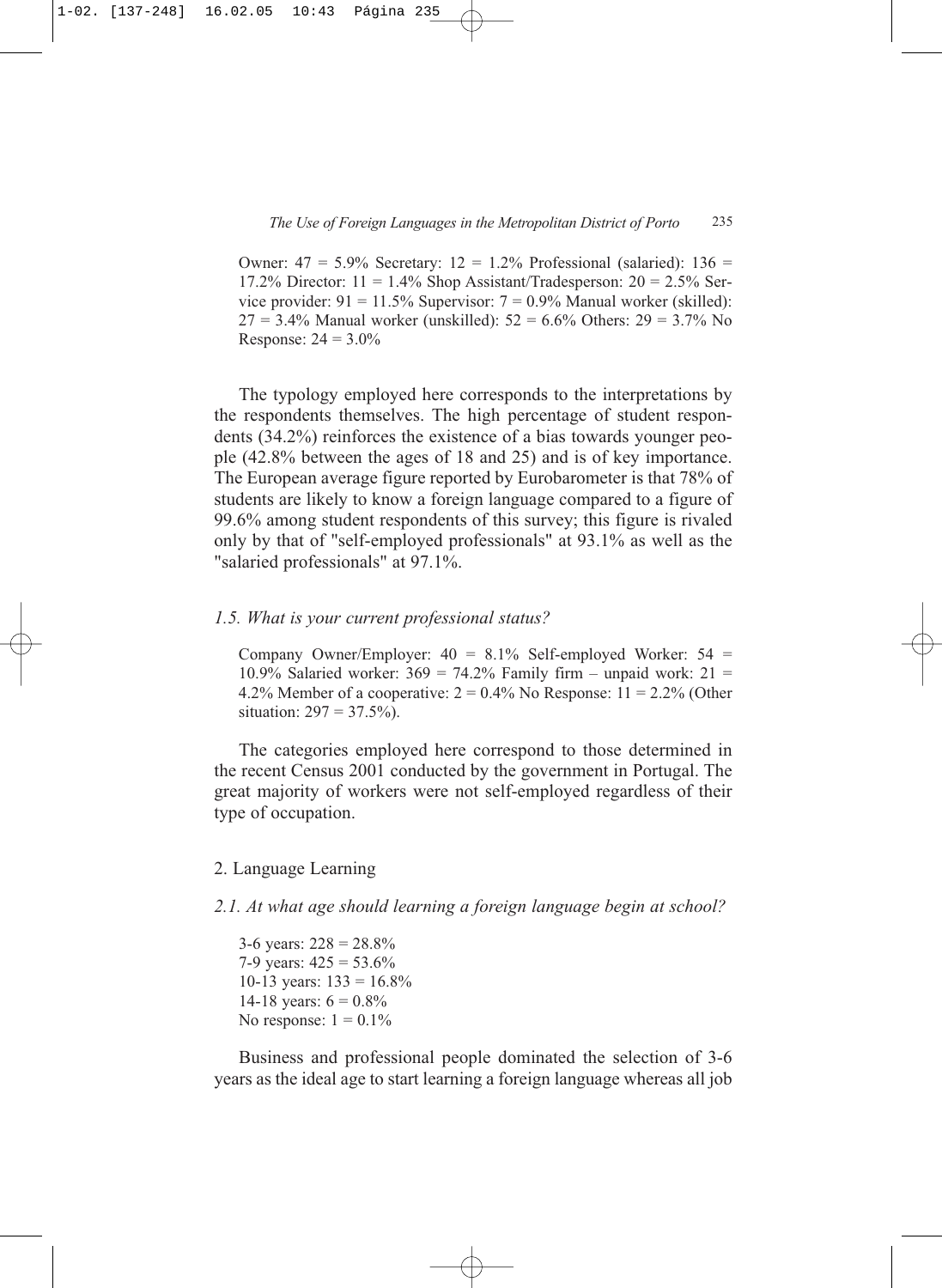Owner: 47 = 5.9% Secretary: 12 = 1.2% Professional (salaried): 136 = 17.2% Director: 11 = 1.4% Shop Assistant/Tradesperson: 20 = 2.5% Service provider: 91 = 11.5% Supervisor: 7 = 0.9% Manual worker (skilled): 27 = 3.4% Manual worker (unskilled): 52 = 6.6% Others: 29 = 3.7% No Response: 24 = 3.0%

The typology employed here corresponds to the interpretations by the respondents themselves. The high percentage of student respondents (34.2%) reinforces the existence of a bias towards younger people (42.8% between the ages of 18 and 25) and is of key importance. The European average figure reported by Eurobarometer is that 78% of students are likely to know a foreign language compared to a figure of 99.6% among student respondents of this survey; this figure is rivaled only by that of "self-employed professionals" at 93.1% as well as the "salaried professionals" at 97.1%.

*1.5. What is your current professional status?*

Company Owner/Employer: 40 = 8.1% Self-employed Worker: 54 = 10.9% Salaried worker: 369 = 74.2% Family firm – unpaid work: 21 = 4.2% Member of a cooperative: 2 = 0.4% No Response: 11 = 2.2% (Other situation: 297 = 37.5%).

The categories employed here correspond to those determined in the recent Census 2001 conducted by the government in Portugal. The great majority of workers were not self-employed regardless of their type of occupation.

## 2. Language Learning

*2.1. At what age should learning a foreign language begin at school?*

3-6 years: 228 = 28.8%
7-9 years: 425 = 53.6%
10-13 years: 133 = 16.8%
14-18 years: 6 = 0.8%
No response: 1 = 0.1%

Business and professional people dominated the selection of 3-6 years as the ideal age to start learning a foreign language whereas all job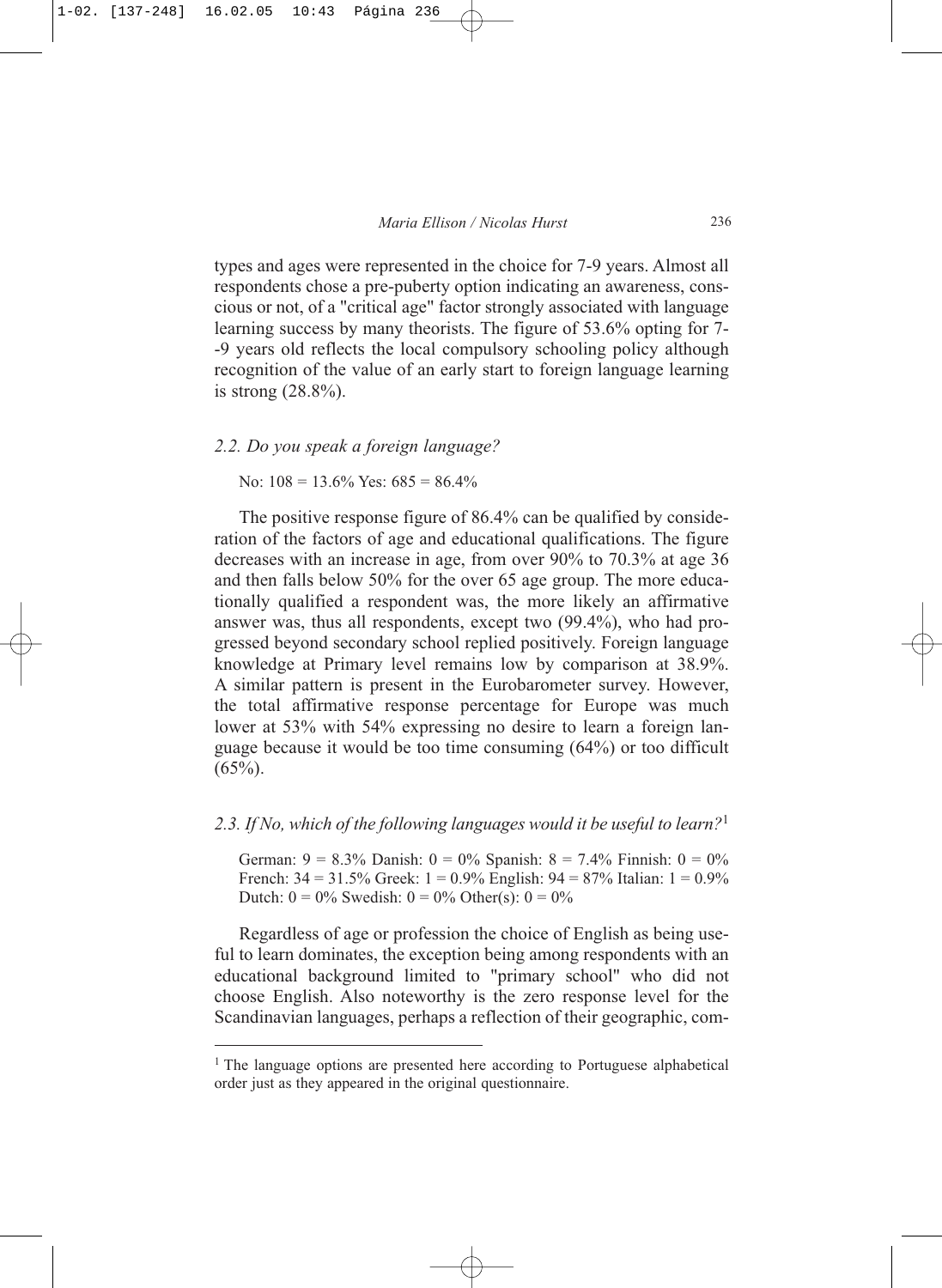types and ages were represented in the choice for 7-9 years. Almost all respondents chose a pre-puberty option indicating an awareness, conscious or not, of a "critical age" factor strongly associated with language learning success by many theorists. The figure of 53.6% opting for 7--9 years old reflects the local compulsory schooling policy although recognition of the value of an early start to foreign language learning is strong (28.8%).

### *2.2. Do you speak a foreign language?*

No: 108 = 13.6% Yes: 685 = 86.4%

The positive response figure of 86.4% can be qualified by consideration of the factors of age and educational qualifications. The figure decreases with an increase in age, from over 90% to 70.3% at age 36 and then falls below 50% for the over 65 age group. The more educationally qualified a respondent was, the more likely an affirmative answer was, thus all respondents, except two (99.4%), who had progressed beyond secondary school replied positively. Foreign language knowledge at Primary level remains low by comparison at 38.9%. A similar pattern is present in the Eurobarometer survey. However, the total affirmative response percentage for Europe was much lower at 53% with 54% expressing no desire to learn a foreign language because it would be too time consuming (64%) or too difficult (65%).

### *2.3. If No, which of the following languages would it be useful to learn?*[1]

German: 9 = 8.3% Danish: 0 = 0% Spanish: 8 = 7.4% Finnish: 0 = 0%
French: 34 = 31.5% Greek: 1 = 0.9% English: 94 = 87% Italian: 1 = 0.9%
Dutch: 0 = 0% Swedish: 0 = 0% Other(s): 0 = 0%

Regardless of age or profession the choice of English as being useful to learn dominates, the exception being among respondents with an educational background limited to "primary school" who did not choose English. Also noteworthy is the zero response level for the Scandinavian languages, perhaps a reflection of their geographic, com-

---

[1] The language options are presented here according to Portuguese alphabetical order just as they appeared in the original questionnaire.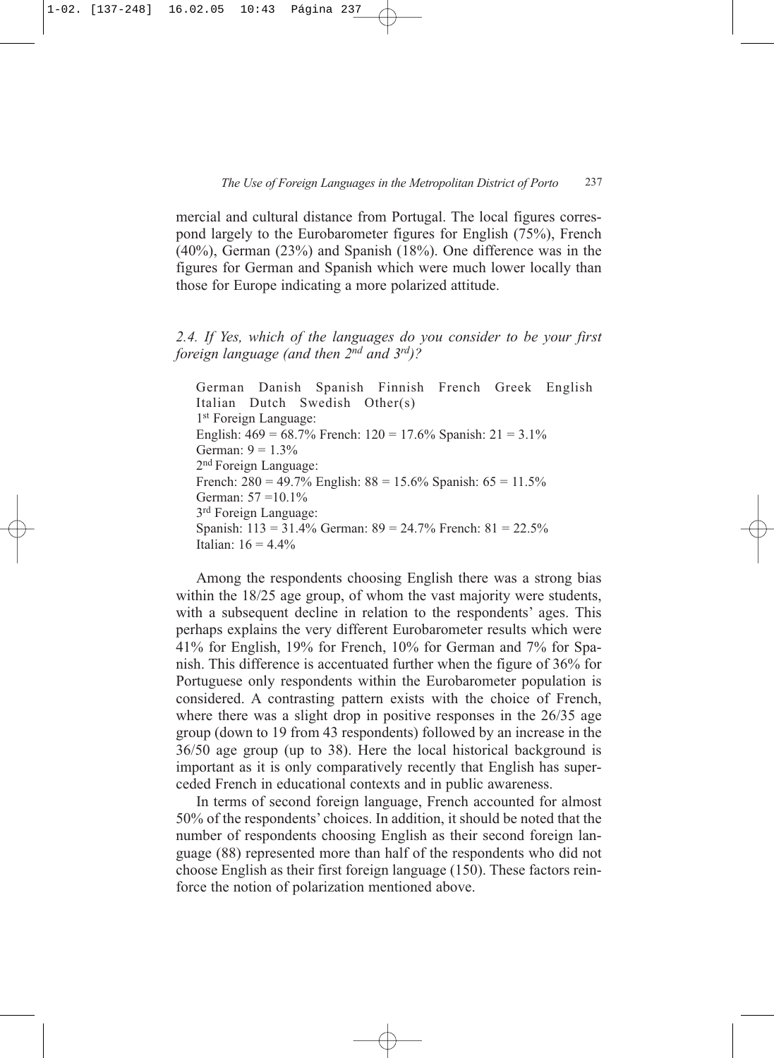mercial and cultural distance from Portugal. The local figures correspond largely to the Eurobarometer figures for English (75%), French (40%), German (23%) and Spanish (18%). One difference was in the figures for German and Spanish which were much lower locally than those for Europe indicating a more polarized attitude.

### *2.4. If Yes, which of the languages do you consider to be your first foreign language (and then 2nd and 3rd)?*

German Danish Spanish Finnish French Greek English Italian Dutch Swedish Other(s)

1st Foreign Language:
English: 469 = 68.7% French: 120 = 17.6% Spanish: 21 = 3.1%
German: 9 = 1.3%

2nd Foreign Language:
French: 280 = 49.7% English: 88 = 15.6% Spanish: 65 = 11.5%
German: 57 =10.1%

3rd Foreign Language:
Spanish: 113 = 31.4% German: 89 = 24.7% French: 81 = 22.5%
Italian: 16 = 4.4%

Among the respondents choosing English there was a strong bias within the 18/25 age group, of whom the vast majority were students, with a subsequent decline in relation to the respondents' ages. This perhaps explains the very different Eurobarometer results which were 41% for English, 19% for French, 10% for German and 7% for Spanish. This difference is accentuated further when the figure of 36% for Portuguese only respondents within the Eurobarometer population is considered. A contrasting pattern exists with the choice of French, where there was a slight drop in positive responses in the 26/35 age group (down to 19 from 43 respondents) followed by an increase in the 36/50 age group (up to 38). Here the local historical background is important as it is only comparatively recently that English has superceded French in educational contexts and in public awareness.

In terms of second foreign language, French accounted for almost 50% of the respondents' choices. In addition, it should be noted that the number of respondents choosing English as their second foreign language (88) represented more than half of the respondents who did not choose English as their first foreign language (150). These factors reinforce the notion of polarization mentioned above.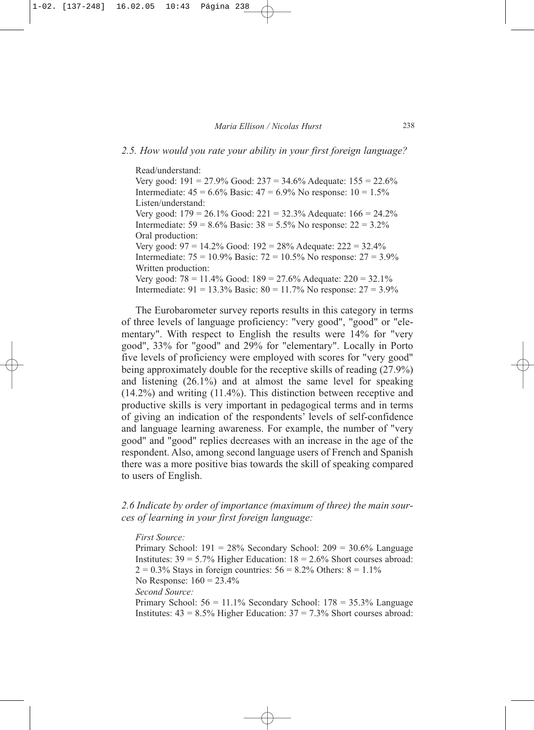*2.5. How would you rate your ability in your first foreign language?*

Read/understand:
Very good: 191 = 27.9% Good: 237 = 34.6% Adequate: 155 = 22.6%
Intermediate: 45 = 6.6% Basic: 47 = 6.9% No response: 10 = 1.5%
Listen/understand:
Very good: 179 = 26.1% Good: 221 = 32.3% Adequate: 166 = 24.2%
Intermediate: 59 = 8.6% Basic: 38 = 5.5% No response: 22 = 3.2%
Oral production:
Very good: 97 = 14.2% Good: 192 = 28% Adequate: 222 = 32.4%
Intermediate: 75 = 10.9% Basic: 72 = 10.5% No response: 27 = 3.9%
Written production:
Very good: 78 = 11.4% Good: 189 = 27.6% Adequate: 220 = 32.1%
Intermediate: 91 = 13.3% Basic: 80 = 11.7% No response: 27 = 3.9%

The Eurobarometer survey reports results in this category in terms of three levels of language proficiency: "very good", "good" or "elementary". With respect to English the results were 14% for "very good", 33% for "good" and 29% for "elementary". Locally in Porto five levels of proficiency were employed with scores for "very good" being approximately double for the receptive skills of reading (27.9%) and listening (26.1%) and at almost the same level for speaking (14.2%) and writing (11.4%). This distinction between receptive and productive skills is very important in pedagogical terms and in terms of giving an indication of the respondents' levels of self-confidence and language learning awareness. For example, the number of "very good" and "good" replies decreases with an increase in the age of the respondent. Also, among second language users of French and Spanish there was a more positive bias towards the skill of speaking compared to users of English.

*2.6 Indicate by order of importance (maximum of three) the main sources of learning in your first foreign language:*

*First Source:*
Primary School: 191 = 28% Secondary School: 209 = 30.6% Language Institutes: 39 = 5.7% Higher Education: 18 = 2.6% Short courses abroad: 2 = 0.3% Stays in foreign countries: 56 = 8.2% Others: 8 = 1.1%
No Response: 160 = 23.4%
*Second Source:*
Primary School: 56 = 11.1% Secondary School: 178 = 35.3% Language Institutes: 43 = 8.5% Higher Education: 37 = 7.3% Short courses abroad: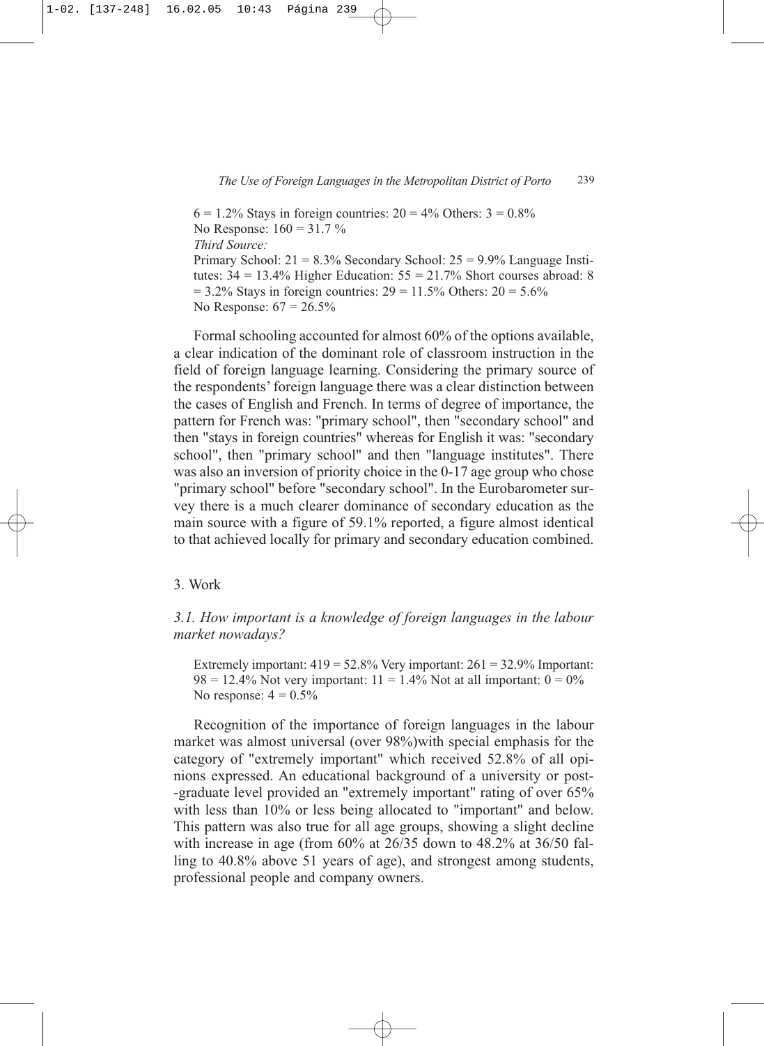6 = 1.2% Stays in foreign countries: 20 = 4% Others: 3 = 0.8%
No Response: 160 = 31.7 %
*Third Source:*
Primary School: 21 = 8.3% Secondary School: 25 = 9.9% Language Institutes: 34 = 13.4% Higher Education: 55 = 21.7% Short courses abroad: 8 = 3.2% Stays in foreign countries: 29 = 11.5% Others: 20 = 5.6%
No Response: 67 = 26.5%

Formal schooling accounted for almost 60% of the options available, a clear indication of the dominant role of classroom instruction in the field of foreign language learning. Considering the primary source of the respondents' foreign language there was a clear distinction between the cases of English and French. In terms of degree of importance, the pattern for French was: "primary school", then "secondary school" and then "stays in foreign countries" whereas for English it was: "secondary school", then "primary school" and then "language institutes". There was also an inversion of priority choice in the 0-17 age group who chose "primary school" before "secondary school". In the Eurobarometer survey there is a much clearer dominance of secondary education as the main source with a figure of 59.1% reported, a figure almost identical to that achieved locally for primary and secondary education combined.

## 3. Work

### *3.1. How important is a knowledge of foreign languages in the labour market nowadays?*

Extremely important: 419 = 52.8% Very important: 261 = 32.9% Important: 98 = 12.4% Not very important: 11 = 1.4% Not at all important: 0 = 0%
No response: 4 = 0.5%

Recognition of the importance of foreign languages in the labour market was almost universal (over 98%)with special emphasis for the category of "extremely important" which received 52.8% of all opinions expressed. An educational background of a university or post-graduate level provided an "extremely important" rating of over 65% with less than 10% or less being allocated to "important" and below. This pattern was also true for all age groups, showing a slight decline with increase in age (from 60% at 26/35 down to 48.2% at 36/50 falling to 40.8% above 51 years of age), and strongest among students, professional people and company owners.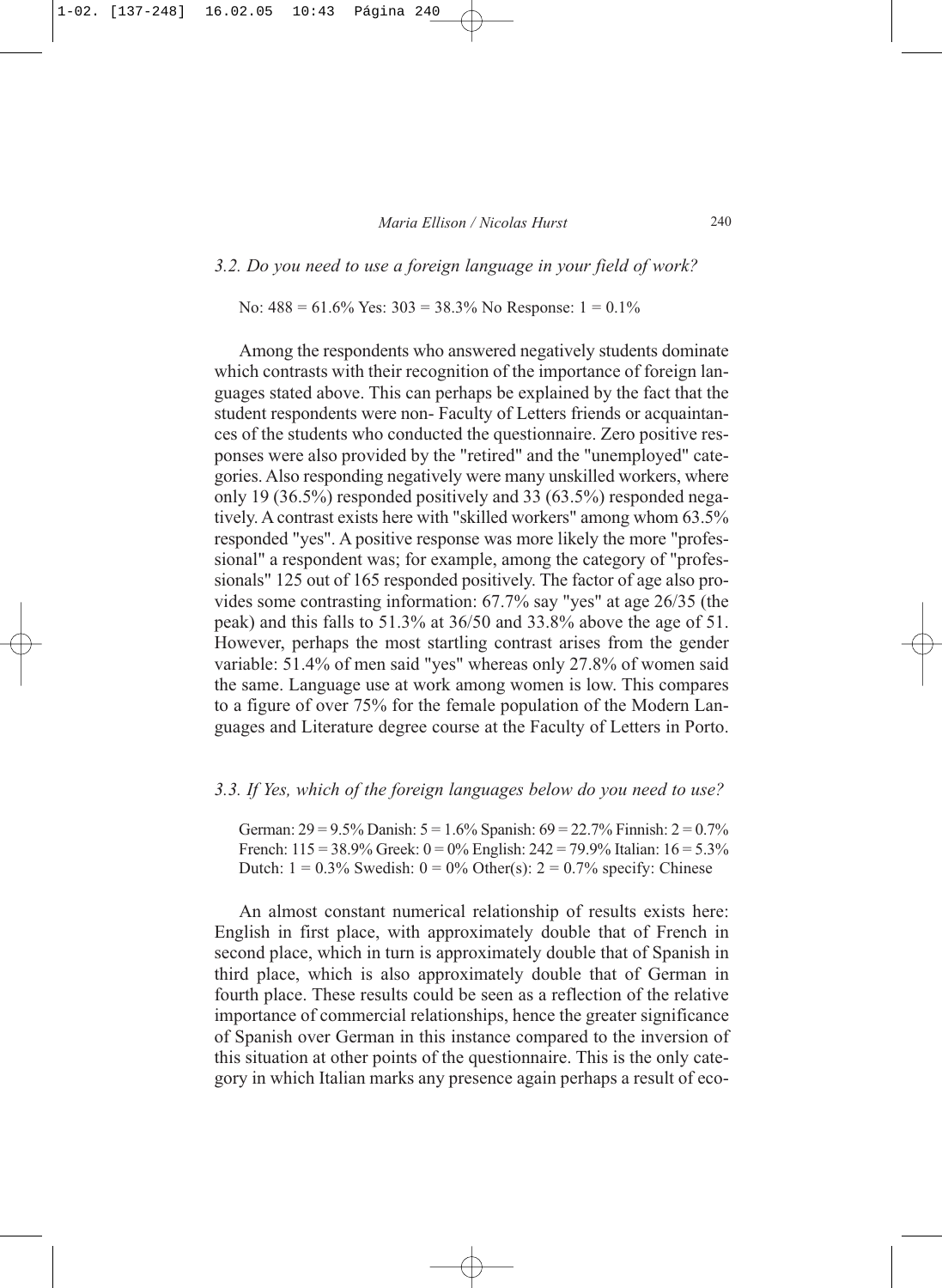*3.2. Do you need to use a foreign language in your field of work?*

No: 488 = 61.6% Yes: 303 = 38.3% No Response: 1 = 0.1%

Among the respondents who answered negatively students dominate which contrasts with their recognition of the importance of foreign languages stated above. This can perhaps be explained by the fact that the student respondents were non- Faculty of Letters friends or acquaintances of the students who conducted the questionnaire. Zero positive responses were also provided by the "retired" and the "unemployed" categories. Also responding negatively were many unskilled workers, where only 19 (36.5%) responded positively and 33 (63.5%) responded negatively. A contrast exists here with "skilled workers" among whom 63.5% responded "yes". A positive response was more likely the more "professional" a respondent was; for example, among the category of "professionals" 125 out of 165 responded positively. The factor of age also provides some contrasting information: 67.7% say "yes" at age 26/35 (the peak) and this falls to 51.3% at 36/50 and 33.8% above the age of 51. However, perhaps the most startling contrast arises from the gender variable: 51.4% of men said "yes" whereas only 27.8% of women said the same. Language use at work among women is low. This compares to a figure of over 75% for the female population of the Modern Languages and Literature degree course at the Faculty of Letters in Porto.

*3.3. If Yes, which of the foreign languages below do you need to use?*

German: 29 = 9.5% Danish: 5 = 1.6% Spanish: 69 = 22.7% Finnish: 2 = 0.7%
French: 115 = 38.9% Greek: 0 = 0% English: 242 = 79.9% Italian: 16 = 5.3%
Dutch: 1 = 0.3% Swedish: 0 = 0% Other(s): 2 = 0.7% specify: Chinese

An almost constant numerical relationship of results exists here: English in first place, with approximately double that of French in second place, which in turn is approximately double that of Spanish in third place, which is also approximately double that of German in fourth place. These results could be seen as a reflection of the relative importance of commercial relationships, hence the greater significance of Spanish over German in this instance compared to the inversion of this situation at other points of the questionnaire. This is the only category in which Italian marks any presence again perhaps a result of eco-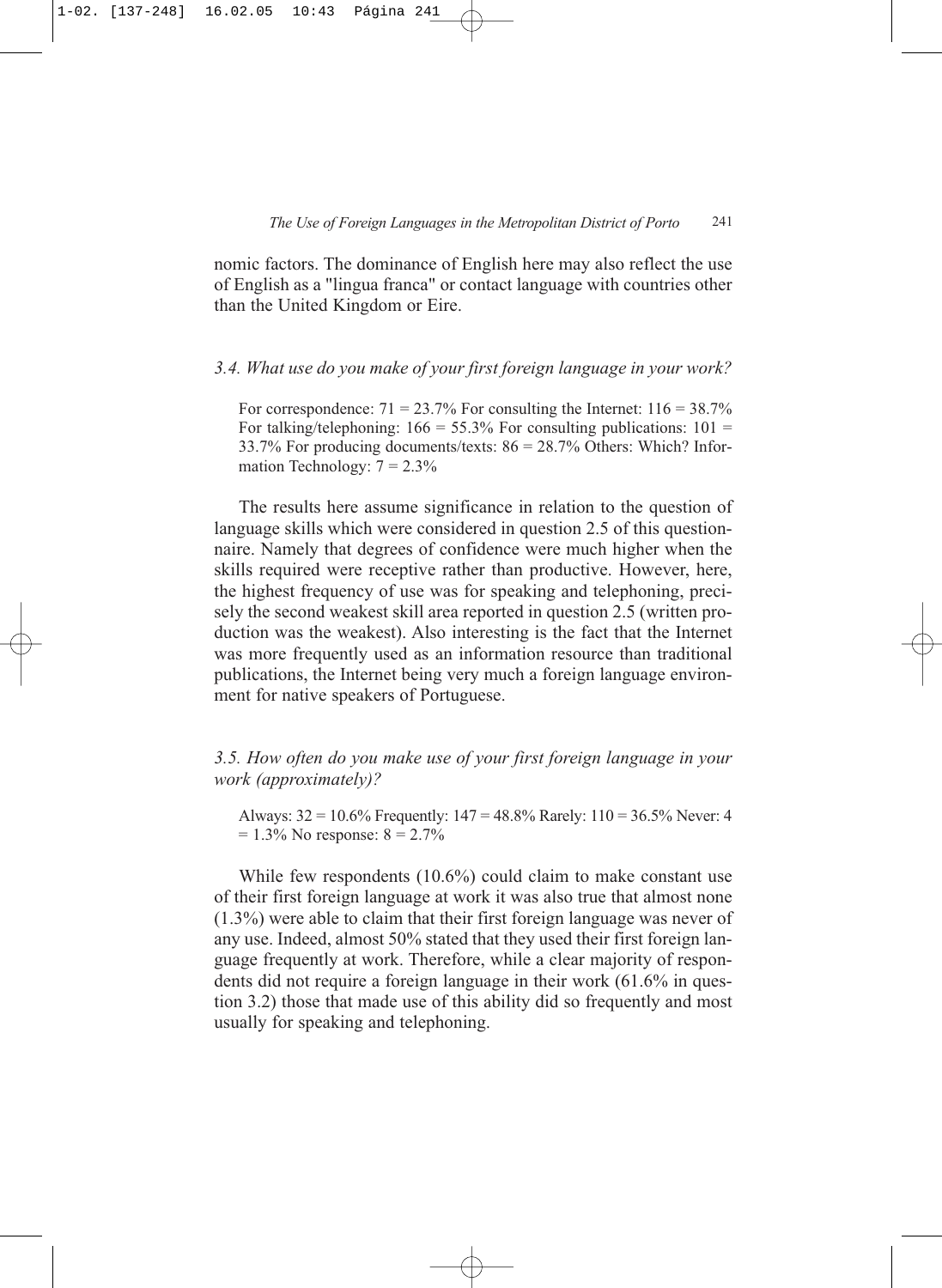nomic factors. The dominance of English here may also reflect the use of English as a "lingua franca" or contact language with countries other than the United Kingdom or Eire.

### *3.4. What use do you make of your first foreign language in your work?*

For correspondence: 71 = 23.7% For consulting the Internet: 116 = 38.7% For talking/telephoning: 166 = 55.3% For consulting publications: 101 = 33.7% For producing documents/texts: 86 = 28.7% Others: Which? Information Technology: 7 = 2.3%

The results here assume significance in relation to the question of language skills which were considered in question 2.5 of this questionnaire. Namely that degrees of confidence were much higher when the skills required were receptive rather than productive. However, here, the highest frequency of use was for speaking and telephoning, precisely the second weakest skill area reported in question 2.5 (written production was the weakest). Also interesting is the fact that the Internet was more frequently used as an information resource than traditional publications, the Internet being very much a foreign language environment for native speakers of Portuguese.

### *3.5. How often do you make use of your first foreign language in your work (approximately)?*

Always: 32 = 10.6% Frequently: 147 = 48.8% Rarely: 110 = 36.5% Never: 4 = 1.3% No response: 8 = 2.7%

While few respondents (10.6%) could claim to make constant use of their first foreign language at work it was also true that almost none (1.3%) were able to claim that their first foreign language was never of any use. Indeed, almost 50% stated that they used their first foreign language frequently at work. Therefore, while a clear majority of respondents did not require a foreign language in their work (61.6% in question 3.2) those that made use of this ability did so frequently and most usually for speaking and telephoning.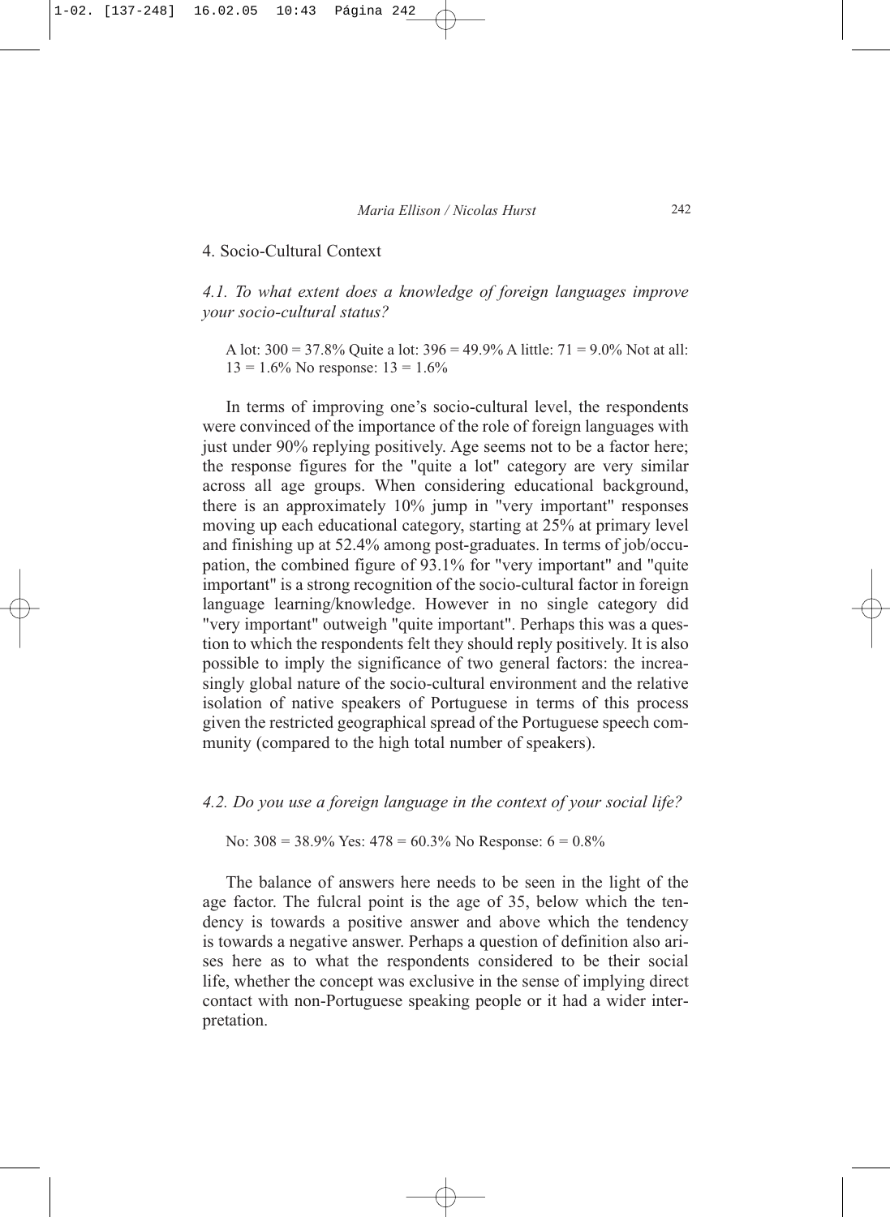## 4. Socio-Cultural Context

### *4.1. To what extent does a knowledge of foreign languages improve your socio-cultural status?*

A lot: 300 = 37.8% Quite a lot: 396 = 49.9% A little: 71 = 9.0% Not at all: 13 = 1.6% No response: 13 = 1.6%

In terms of improving one's socio-cultural level, the respondents were convinced of the importance of the role of foreign languages with just under 90% replying positively. Age seems not to be a factor here; the response figures for the "quite a lot" category are very similar across all age groups. When considering educational background, there is an approximately 10% jump in "very important" responses moving up each educational category, starting at 25% at primary level and finishing up at 52.4% among post-graduates. In terms of job/occupation, the combined figure of 93.1% for "very important" and "quite important" is a strong recognition of the socio-cultural factor in foreign language learning/knowledge. However in no single category did "very important" outweigh "quite important". Perhaps this was a question to which the respondents felt they should reply positively. It is also possible to imply the significance of two general factors: the increasingly global nature of the socio-cultural environment and the relative isolation of native speakers of Portuguese in terms of this process given the restricted geographical spread of the Portuguese speech community (compared to the high total number of speakers).

### *4.2. Do you use a foreign language in the context of your social life?*

No: 308 = 38.9% Yes: 478 = 60.3% No Response: 6 = 0.8%

The balance of answers here needs to be seen in the light of the age factor. The fulcral point is the age of 35, below which the tendency is towards a positive answer and above which the tendency is towards a negative answer. Perhaps a question of definition also arises here as to what the respondents considered to be their social life, whether the concept was exclusive in the sense of implying direct contact with non-Portuguese speaking people or it had a wider interpretation.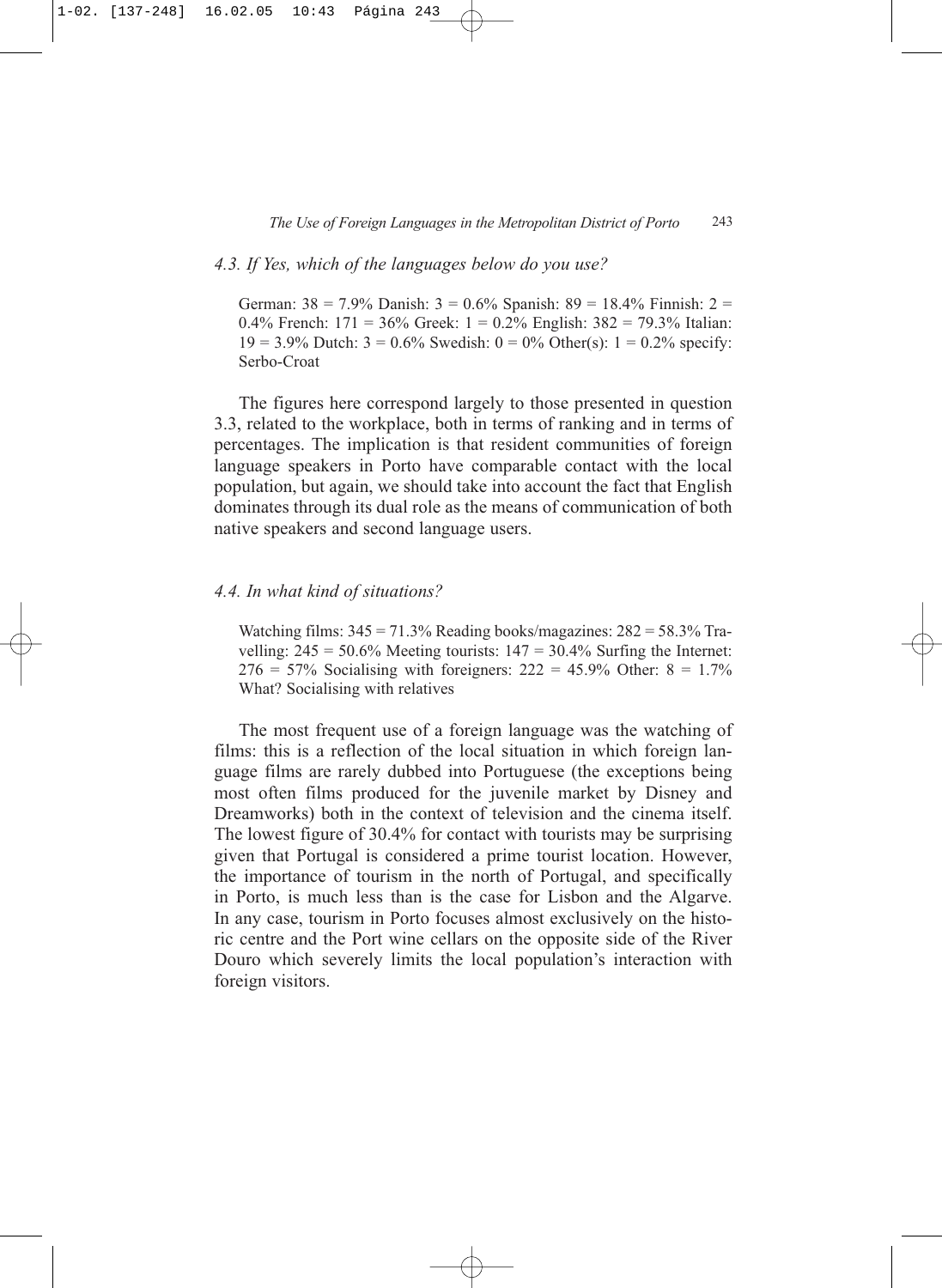### *4.3. If Yes, which of the languages below do you use?*

German: 38 = 7.9% Danish: 3 = 0.6% Spanish: 89 = 18.4% Finnish: 2 = 0.4% French: 171 = 36% Greek: 1 = 0.2% English: 382 = 79.3% Italian: 19 = 3.9% Dutch: 3 = 0.6% Swedish: 0 = 0% Other(s): 1 = 0.2% specify: Serbo-Croat

The figures here correspond largely to those presented in question 3.3, related to the workplace, both in terms of ranking and in terms of percentages. The implication is that resident communities of foreign language speakers in Porto have comparable contact with the local population, but again, we should take into account the fact that English dominates through its dual role as the means of communication of both native speakers and second language users.

### *4.4. In what kind of situations?*

Watching films: 345 = 71.3% Reading books/magazines: 282 = 58.3% Travelling: 245 = 50.6% Meeting tourists: 147 = 30.4% Surfing the Internet: 276 = 57% Socialising with foreigners: 222 = 45.9% Other: 8 = 1.7% What? Socialising with relatives

The most frequent use of a foreign language was the watching of films: this is a reflection of the local situation in which foreign language films are rarely dubbed into Portuguese (the exceptions being most often films produced for the juvenile market by Disney and Dreamworks) both in the context of television and the cinema itself. The lowest figure of 30.4% for contact with tourists may be surprising given that Portugal is considered a prime tourist location. However, the importance of tourism in the north of Portugal, and specifically in Porto, is much less than is the case for Lisbon and the Algarve. In any case, tourism in Porto focuses almost exclusively on the historic centre and the Port wine cellars on the opposite side of the River Douro which severely limits the local population's interaction with foreign visitors.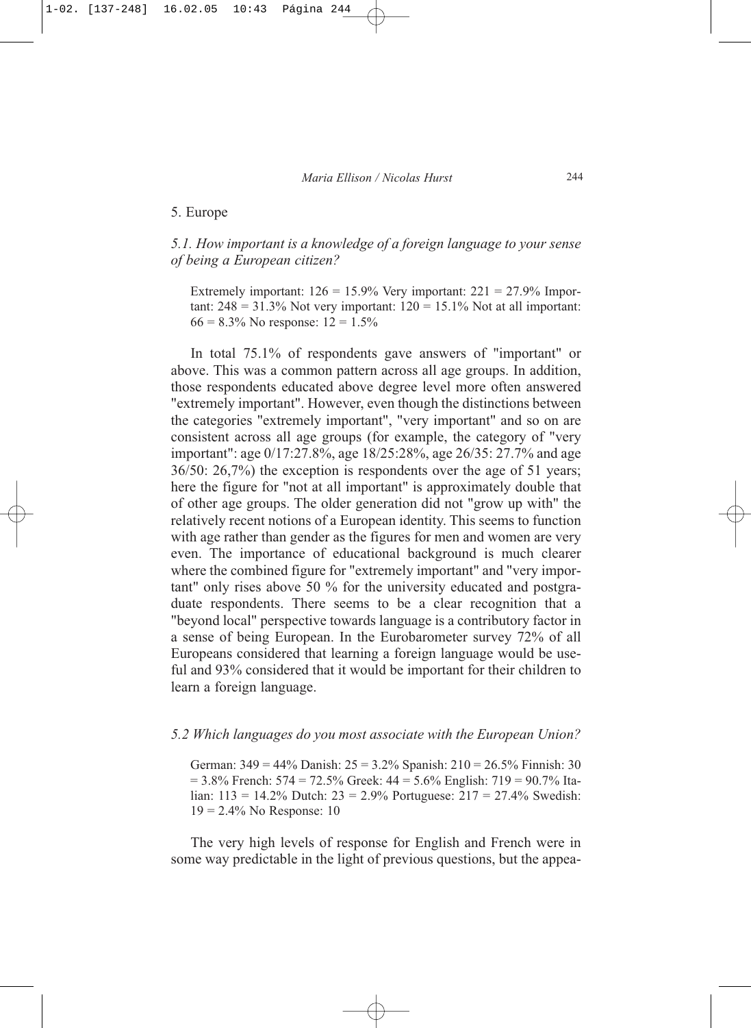## 5. Europe

### *5.1. How important is a knowledge of a foreign language to your sense of being a European citizen?*

> Extremely important: 126 = 15.9% Very important: 221 = 27.9% Important: 248 = 31.3% Not very important: 120 = 15.1% Not at all important: 66 = 8.3% No response: 12 = 1.5%

In total 75.1% of respondents gave answers of "important" or above. This was a common pattern across all age groups. In addition, those respondents educated above degree level more often answered "extremely important". However, even though the distinctions between the categories "extremely important", "very important" and so on are consistent across all age groups (for example, the category of "very important": age 0/17:27.8%, age 18/25:28%, age 26/35: 27.7% and age 36/50: 26,7%) the exception is respondents over the age of 51 years; here the figure for "not at all important" is approximately double that of other age groups. The older generation did not "grow up with" the relatively recent notions of a European identity. This seems to function with age rather than gender as the figures for men and women are very even. The importance of educational background is much clearer where the combined figure for "extremely important" and "very important" only rises above 50 % for the university educated and postgraduate respondents. There seems to be a clear recognition that a "beyond local" perspective towards language is a contributory factor in a sense of being European. In the Eurobarometer survey 72% of all Europeans considered that learning a foreign language would be useful and 93% considered that it would be important for their children to learn a foreign language.

### *5.2 Which languages do you most associate with the European Union?*

> German: 349 = 44% Danish: 25 = 3.2% Spanish: 210 = 26.5% Finnish: 30 = 3.8% French: 574 = 72.5% Greek: 44 = 5.6% English: 719 = 90.7% Italian: 113 = 14.2% Dutch: 23 = 2.9% Portuguese: 217 = 27.4% Swedish: 19 = 2.4% No Response: 10

The very high levels of response for English and French were in some way predictable in the light of previous questions, but the appea-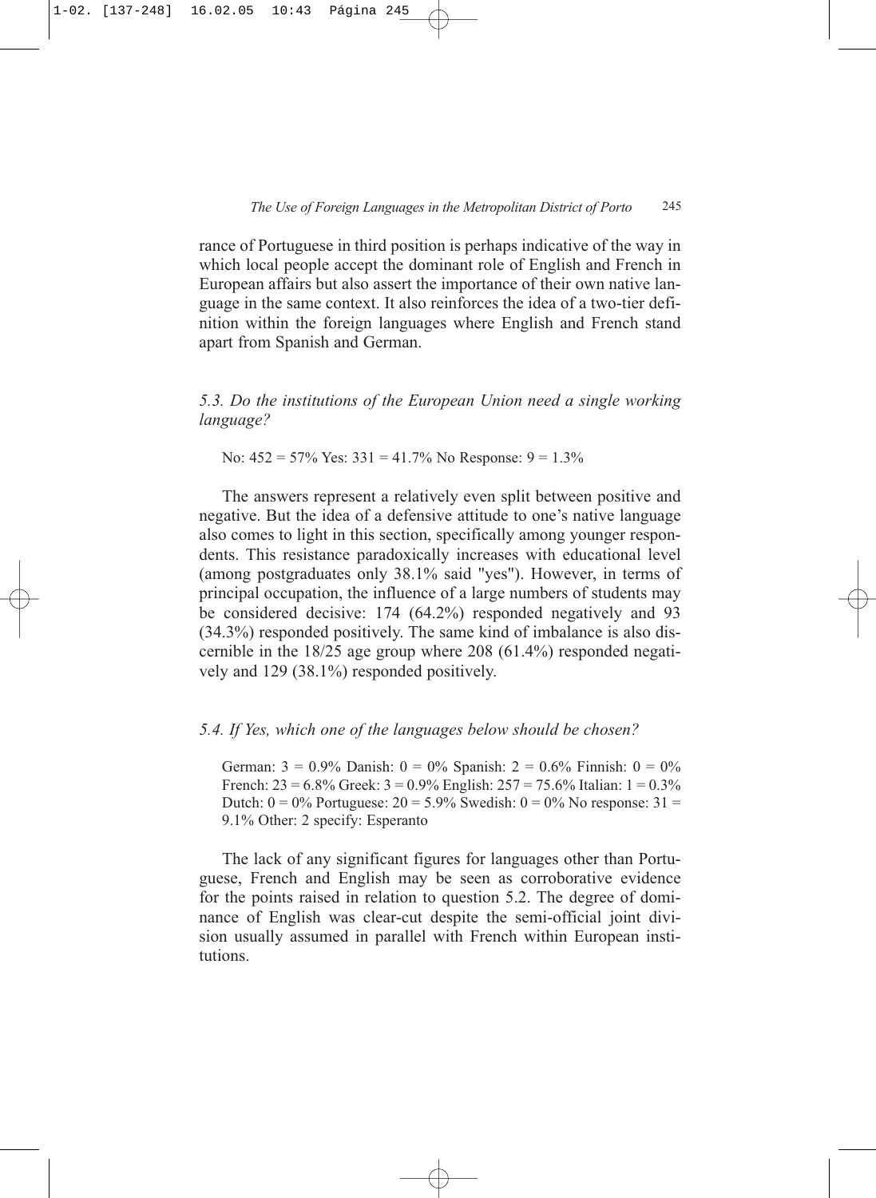rance of Portuguese in third position is perhaps indicative of the way in which local people accept the dominant role of English and French in European affairs but also assert the importance of their own native language in the same context. It also reinforces the idea of a two-tier definition within the foreign languages where English and French stand apart from Spanish and German.

### *5.3. Do the institutions of the European Union need a single working language?*

No: 452 = 57% Yes: 331 = 41.7% No Response: 9 = 1.3%

The answers represent a relatively even split between positive and negative. But the idea of a defensive attitude to one's native language also comes to light in this section, specifically among younger respondents. This resistance paradoxically increases with educational level (among postgraduates only 38.1% said "yes"). However, in terms of principal occupation, the influence of a large numbers of students may be considered decisive: 174 (64.2%) responded negatively and 93 (34.3%) responded positively. The same kind of imbalance is also discernible in the 18/25 age group where 208 (61.4%) responded negatively and 129 (38.1%) responded positively.

### *5.4. If Yes, which one of the languages below should be chosen?*

German: 3 = 0.9% Danish: 0 = 0% Spanish: 2 = 0.6% Finnish: 0 = 0% French: 23 = 6.8% Greek: 3 = 0.9% English: 257 = 75.6% Italian: 1 = 0.3% Dutch: 0 = 0% Portuguese: 20 = 5.9% Swedish: 0 = 0% No response: 31 = 9.1% Other: 2 specify: Esperanto

The lack of any significant figures for languages other than Portuguese, French and English may be seen as corroborative evidence for the points raised in relation to question 5.2. The degree of dominance of English was clear-cut despite the semi-official joint division usually assumed in parallel with French within European institutions.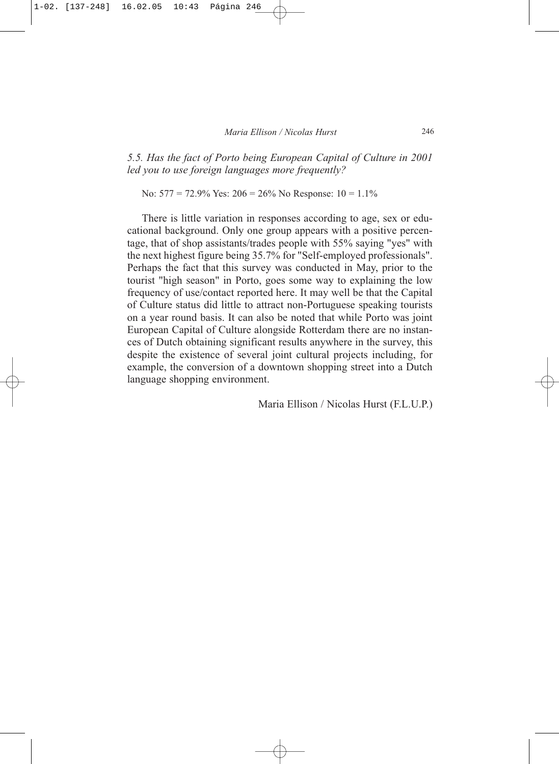*5.5. Has the fact of Porto being European Capital of Culture in 2001 led you to use foreign languages more frequently?*

No: 577 = 72.9% Yes: 206 = 26% No Response: 10 = 1.1%

There is little variation in responses according to age, sex or educational background. Only one group appears with a positive percentage, that of shop assistants/trades people with 55% saying "yes" with the next highest figure being 35.7% for "Self-employed professionals". Perhaps the fact that this survey was conducted in May, prior to the tourist "high season" in Porto, goes some way to explaining the low frequency of use/contact reported here. It may well be that the Capital of Culture status did little to attract non-Portuguese speaking tourists on a year round basis. It can also be noted that while Porto was joint European Capital of Culture alongside Rotterdam there are no instances of Dutch obtaining significant results anywhere in the survey, this despite the existence of several joint cultural projects including, for example, the conversion of a downtown shopping street into a Dutch language shopping environment.

Maria Ellison / Nicolas Hurst (F.L.U.P.)